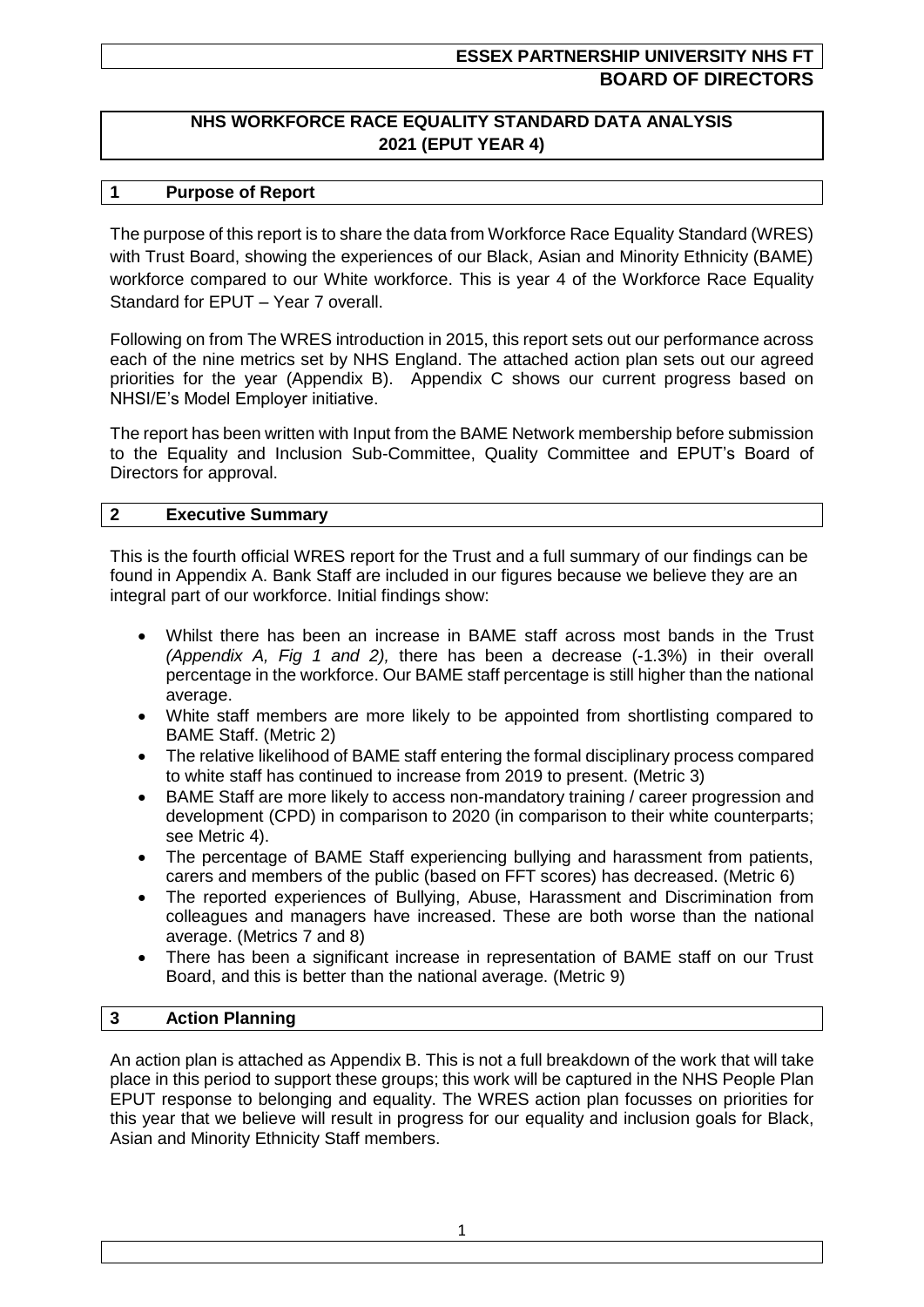**ESSEX PARTNERSHIP UNIVERSITY NHS FT**
**BOARD OF DIRECTORS**

# NHS WORKFORCE RACE EQUALITY STANDARD DATA ANALYSIS 2021 (EPUT YEAR 4)

## 1 Purpose of Report

The purpose of this report is to share the data from Workforce Race Equality Standard (WRES) with Trust Board, showing the experiences of our Black, Asian and Minority Ethnicity (BAME) workforce compared to our White workforce. This is year 4 of the Workforce Race Equality Standard for EPUT – Year 7 overall.

Following on from The WRES introduction in 2015, this report sets out our performance across each of the nine metrics set by NHS England. The attached action plan sets out our agreed priorities for the year (Appendix B). Appendix C shows our current progress based on NHSI/E's Model Employer initiative.

The report has been written with Input from the BAME Network membership before submission to the Equality and Inclusion Sub-Committee, Quality Committee and EPUT's Board of Directors for approval.

## 2 Executive Summary

This is the fourth official WRES report for the Trust and a full summary of our findings can be found in Appendix A. Bank Staff are included in our figures because we believe they are an integral part of our workforce. Initial findings show:

- Whilst there has been an increase in BAME staff across most bands in the Trust *(Appendix A, Fig 1 and 2),* there has been a decrease (-1.3%) in their overall percentage in the workforce. Our BAME staff percentage is still higher than the national average.
- White staff members are more likely to be appointed from shortlisting compared to BAME Staff. (Metric 2)
- The relative likelihood of BAME staff entering the formal disciplinary process compared to white staff has continued to increase from 2019 to present. (Metric 3)
- BAME Staff are more likely to access non-mandatory training / career progression and development (CPD) in comparison to 2020 (in comparison to their white counterparts; see Metric 4).
- The percentage of BAME Staff experiencing bullying and harassment from patients, carers and members of the public (based on FFT scores) has decreased. (Metric 6)
- The reported experiences of Bullying, Abuse, Harassment and Discrimination from colleagues and managers have increased. These are both worse than the national average. (Metrics 7 and 8)
- There has been a significant increase in representation of BAME staff on our Trust Board, and this is better than the national average. (Metric 9)

## 3 Action Planning

An action plan is attached as Appendix B. This is not a full breakdown of the work that will take place in this period to support these groups; this work will be captured in the NHS People Plan EPUT response to belonging and equality. The WRES action plan focusses on priorities for this year that we believe will result in progress for our equality and inclusion goals for Black, Asian and Minority Ethnicity Staff members.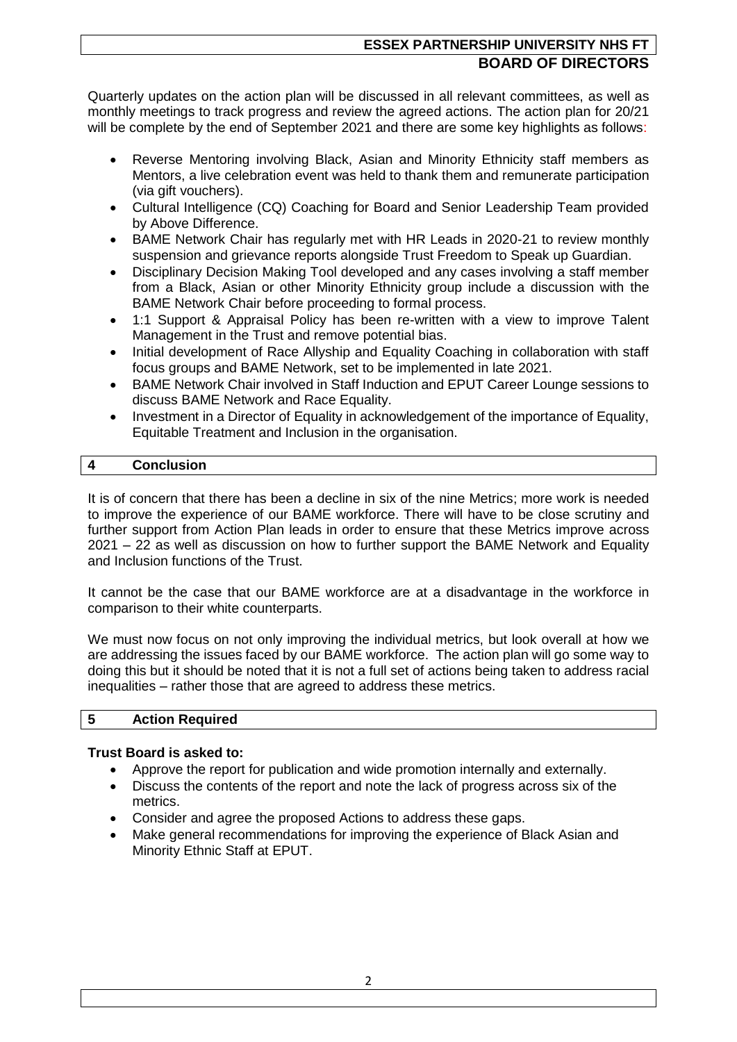Quarterly updates on the action plan will be discussed in all relevant committees, as well as monthly meetings to track progress and review the agreed actions. The action plan for 20/21 will be complete by the end of September 2021 and there are some key highlights as follows:

- Reverse Mentoring involving Black, Asian and Minority Ethnicity staff members as Mentors, a live celebration event was held to thank them and remunerate participation (via gift vouchers).
- Cultural Intelligence (CQ) Coaching for Board and Senior Leadership Team provided by Above Difference.
- BAME Network Chair has regularly met with HR Leads in 2020-21 to review monthly suspension and grievance reports alongside Trust Freedom to Speak up Guardian.
- Disciplinary Decision Making Tool developed and any cases involving a staff member from a Black, Asian or other Minority Ethnicity group include a discussion with the BAME Network Chair before proceeding to formal process.
- 1:1 Support & Appraisal Policy has been re-written with a view to improve Talent Management in the Trust and remove potential bias.
- Initial development of Race Allyship and Equality Coaching in collaboration with staff focus groups and BAME Network, set to be implemented in late 2021.
- BAME Network Chair involved in Staff Induction and EPUT Career Lounge sessions to discuss BAME Network and Race Equality.
- Investment in a Director of Equality in acknowledgement of the importance of Equality, Equitable Treatment and Inclusion in the organisation.

## 4 Conclusion

It is of concern that there has been a decline in six of the nine Metrics; more work is needed to improve the experience of our BAME workforce. There will have to be close scrutiny and further support from Action Plan leads in order to ensure that these Metrics improve across 2021 – 22 as well as discussion on how to further support the BAME Network and Equality and Inclusion functions of the Trust.

It cannot be the case that our BAME workforce are at a disadvantage in the workforce in comparison to their white counterparts.

We must now focus on not only improving the individual metrics, but look overall at how we are addressing the issues faced by our BAME workforce. The action plan will go some way to doing this but it should be noted that it is not a full set of actions being taken to address racial inequalities – rather those that are agreed to address these metrics.

## 5 Action Required

**Trust Board is asked to:**

- Approve the report for publication and wide promotion internally and externally.
- Discuss the contents of the report and note the lack of progress across six of the metrics.
- Consider and agree the proposed Actions to address these gaps.
- Make general recommendations for improving the experience of Black Asian and Minority Ethnic Staff at EPUT.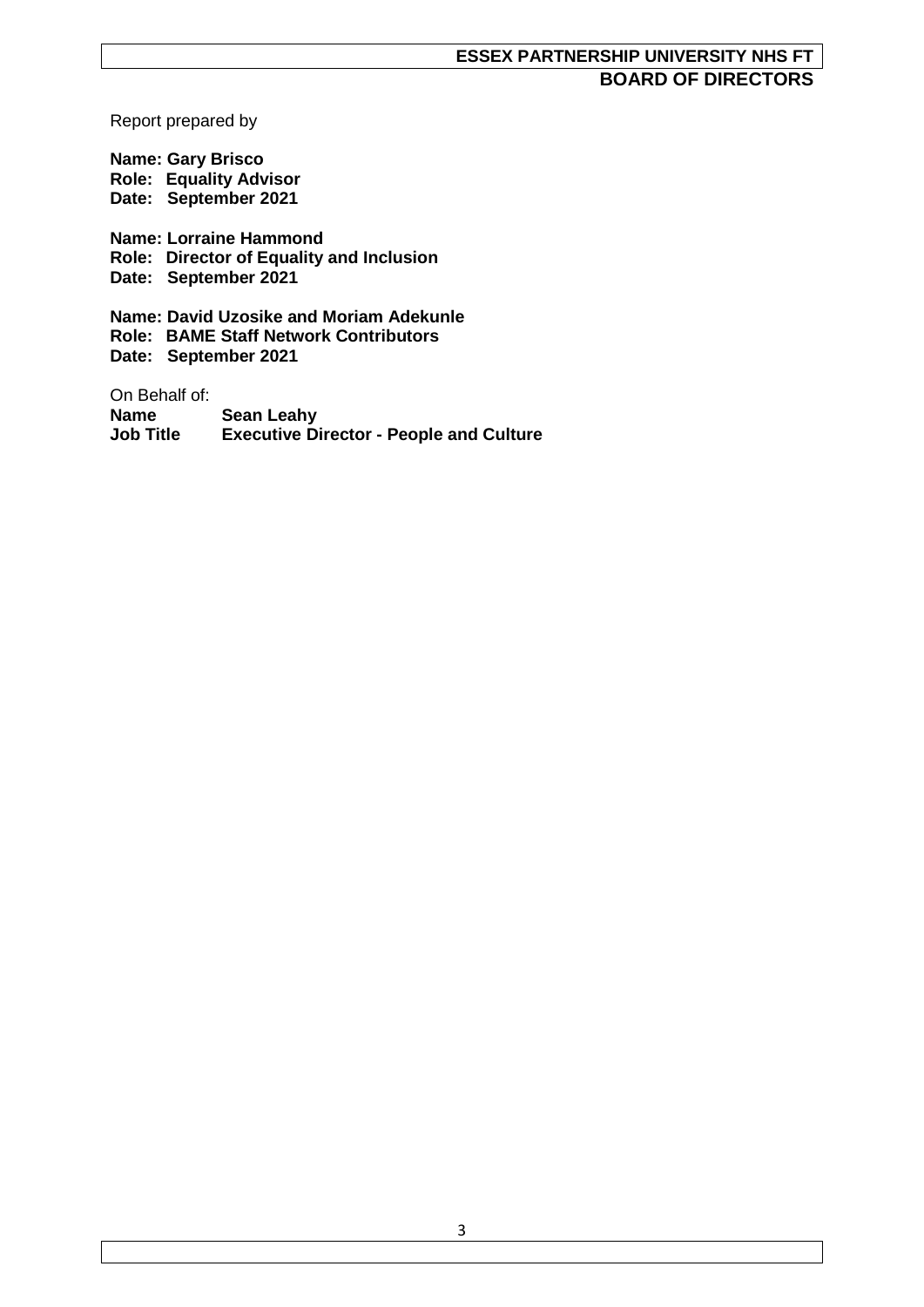Report prepared by

**Name: Gary Brisco**
**Role: Equality Advisor**
**Date: September 2021**

**Name: Lorraine Hammond**
**Role: Director of Equality and Inclusion**
**Date: September 2021**

**Name: David Uzosike and Moriam Adekunle**
**Role: BAME Staff Network Contributors**
**Date: September 2021**

On Behalf of:
**Name** **Sean Leahy**
**Job Title** **Executive Director - People and Culture**